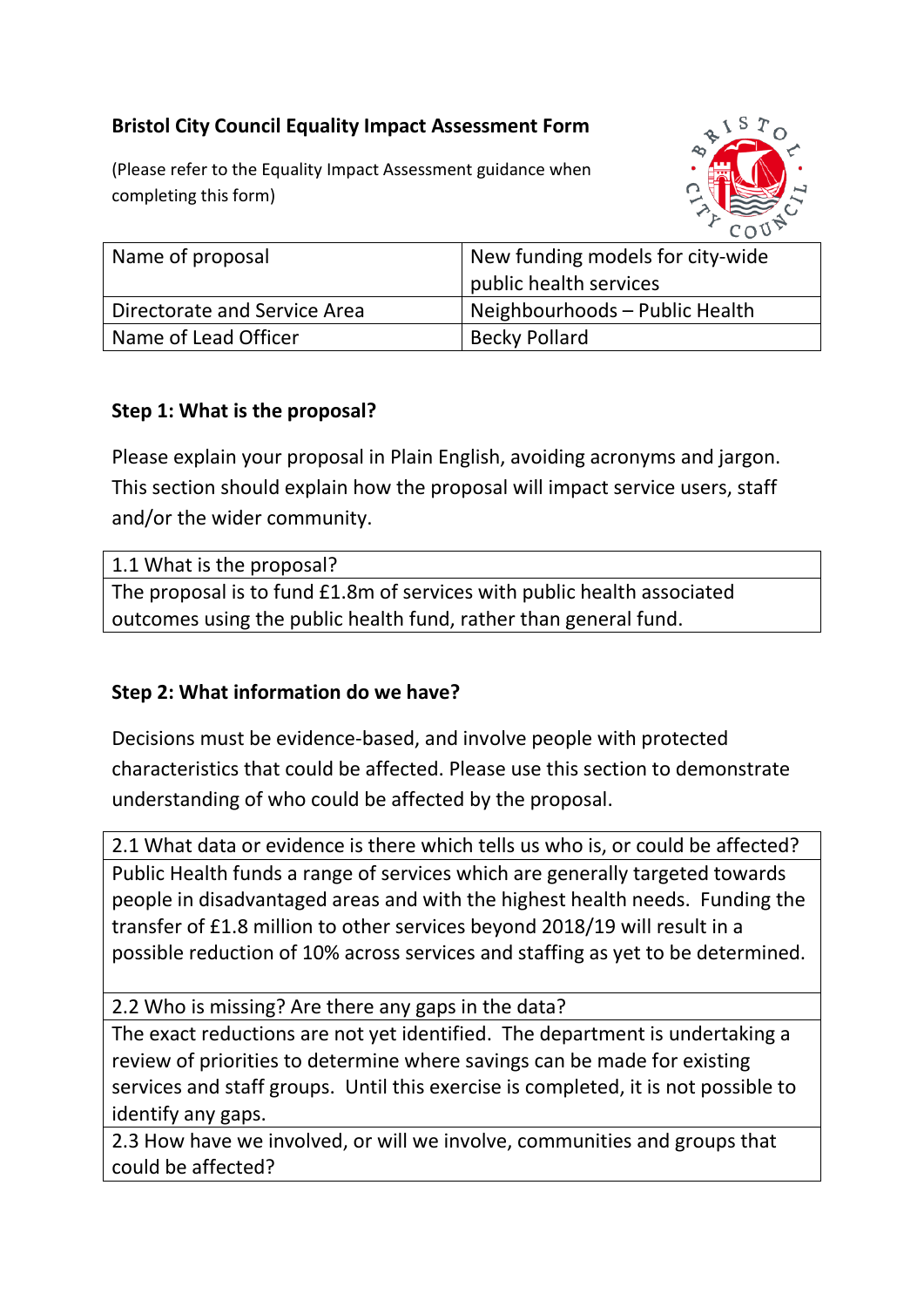**Bristol City Council Equality Impact Assessment Form**

(Please refer to the Equality Impact Assessment guidance when completing this form)

| Name of proposal | New funding models for city-wide public health services |
|---|---|
| Directorate and Service Area | Neighbourhoods – Public Health |
| Name of Lead Officer | Becky Pollard |

**Step 1: What is the proposal?**

Please explain your proposal in Plain English, avoiding acronyms and jargon. This section should explain how the proposal will impact service users, staff and/or the wider community.

| 1.1 What is the proposal? |
|---|
| The proposal is to fund £1.8m of services with public health associated outcomes using the public health fund, rather than general fund. |

**Step 2: What information do we have?**

Decisions must be evidence-based, and involve people with protected characteristics that could be affected. Please use this section to demonstrate understanding of who could be affected by the proposal.

| 2.1 What data or evidence is there which tells us who is, or could be affected? |
|---|
| Public Health funds a range of services which are generally targeted towards people in disadvantaged areas and with the highest health needs. Funding the transfer of £1.8 million to other services beyond 2018/19 will result in a possible reduction of 10% across services and staffing as yet to be determined. |
| 2.2 Who is missing? Are there any gaps in the data? |
| The exact reductions are not yet identified. The department is undertaking a review of priorities to determine where savings can be made for existing services and staff groups. Until this exercise is completed, it is not possible to identify any gaps. |
| 2.3 How have we involved, or will we involve, communities and groups that could be affected? |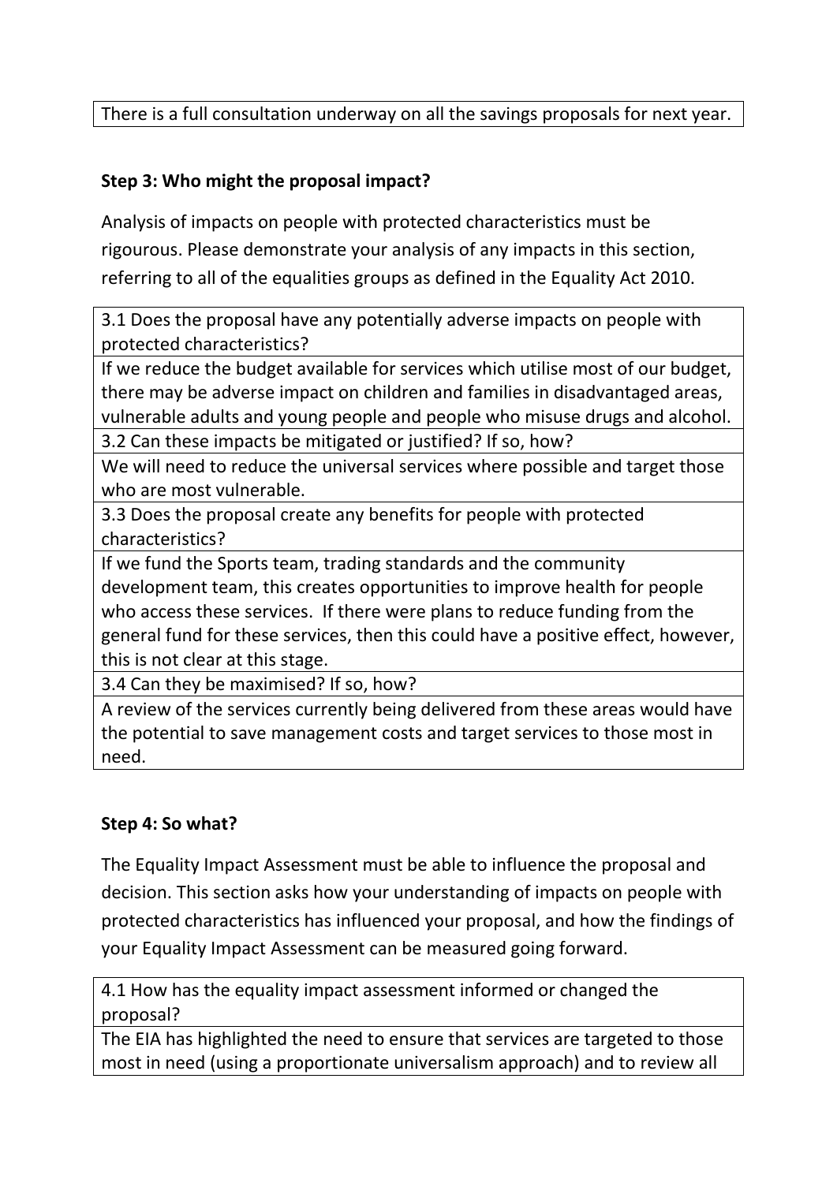| There is a full consultation underway on all the savings proposals for next year. |
|---|

**Step 3: Who might the proposal impact?**

Analysis of impacts on people with protected characteristics must be rigourous. Please demonstrate your analysis of any impacts in this section, referring to all of the equalities groups as defined in the Equality Act 2010.

| 3.1 Does the proposal have any potentially adverse impacts on people with protected characteristics? |
|---|
| If we reduce the budget available for services which utilise most of our budget, there may be adverse impact on children and families in disadvantaged areas, vulnerable adults and young people and people who misuse drugs and alcohol. |
| 3.2 Can these impacts be mitigated or justified? If so, how? |
| We will need to reduce the universal services where possible and target those who are most vulnerable. |
| 3.3 Does the proposal create any benefits for people with protected characteristics? |
| If we fund the Sports team, trading standards and the community development team, this creates opportunities to improve health for people who access these services. If there were plans to reduce funding from the general fund for these services, then this could have a positive effect, however, this is not clear at this stage. |
| 3.4 Can they be maximised? If so, how? |
| A review of the services currently being delivered from these areas would have the potential to save management costs and target services to those most in need. |

**Step 4: So what?**

The Equality Impact Assessment must be able to influence the proposal and decision. This section asks how your understanding of impacts on people with protected characteristics has influenced your proposal, and how the findings of your Equality Impact Assessment can be measured going forward.

| 4.1 How has the equality impact assessment informed or changed the proposal? |
|---|
| The EIA has highlighted the need to ensure that services are targeted to those most in need (using a proportionate universalism approach) and to review all |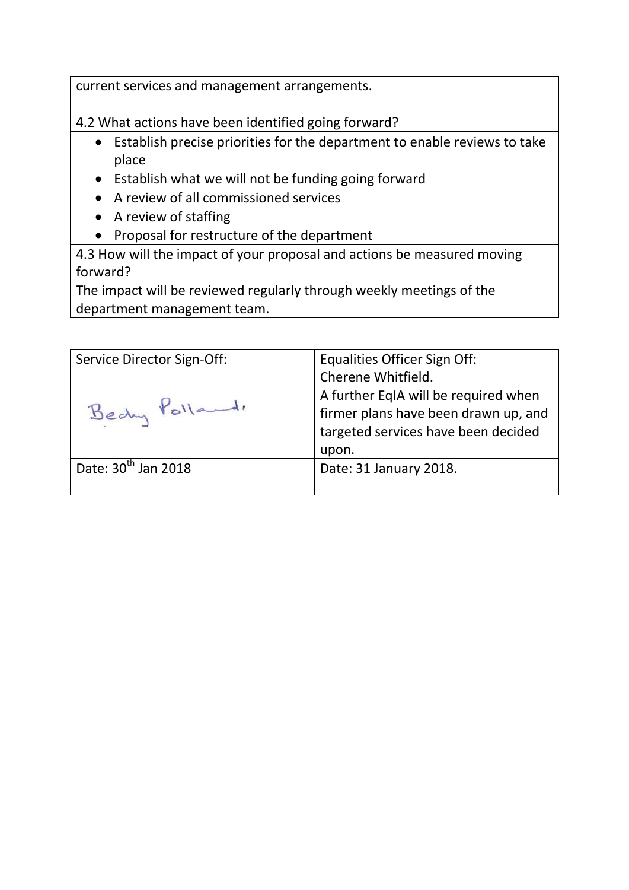current services and management arrangements.

4.2 What actions have been identified going forward?

- Establish precise priorities for the department to enable reviews to take place
- Establish what we will not be funding going forward
- A review of all commissioned services
- A review of staffing
- Proposal for restructure of the department

4.3 How will the impact of your proposal and actions be measured moving forward?

The impact will be reviewed regularly through weekly meetings of the department management team.

| | |
|---|---|
| Service Director Sign-Off: Becky Pollard. | Equalities Officer Sign Off: Cherene Whitfield. A further EqIA will be required when firmer plans have been drawn up, and targeted services have been decided upon. |
| Date: 30th Jan 2018 | Date: 31 January 2018. |